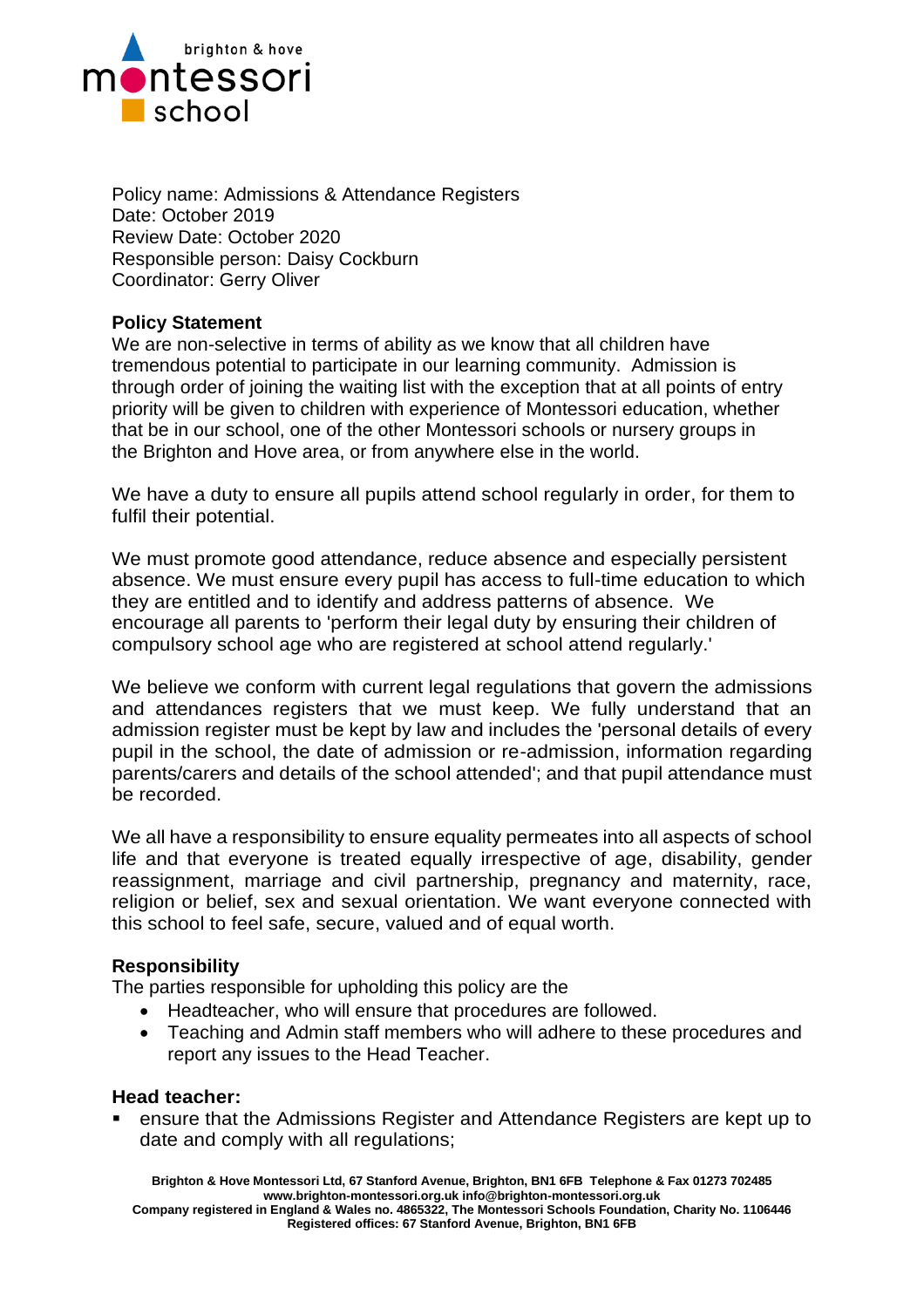Policy name: Admissions & Attendance Registers
Date: October 2019
Review Date: October 2020
Responsible person: Daisy Cockburn
Coordinator: Gerry Oliver

**Policy Statement**

We are non-selective in terms of ability as we know that all children have tremendous potential to participate in our learning community. Admission is through order of joining the waiting list with the exception that at all points of entry priority will be given to children with experience of Montessori education, whether that be in our school, one of the other Montessori schools or nursery groups in the Brighton and Hove area, or from anywhere else in the world.

We have a duty to ensure all pupils attend school regularly in order, for them to fulfil their potential.

We must promote good attendance, reduce absence and especially persistent absence. We must ensure every pupil has access to full-time education to which they are entitled and to identify and address patterns of absence. We encourage all parents to 'perform their legal duty by ensuring their children of compulsory school age who are registered at school attend regularly.'

We believe we conform with current legal regulations that govern the admissions and attendances registers that we must keep. We fully understand that an admission register must be kept by law and includes the 'personal details of every pupil in the school, the date of admission or re-admission, information regarding parents/carers and details of the school attended'; and that pupil attendance must be recorded.

We all have a responsibility to ensure equality permeates into all aspects of school life and that everyone is treated equally irrespective of age, disability, gender reassignment, marriage and civil partnership, pregnancy and maternity, race, religion or belief, sex and sexual orientation. We want everyone connected with this school to feel safe, secure, valued and of equal worth.

**Responsibility**

The parties responsible for upholding this policy are the

- Headteacher, who will ensure that procedures are followed.
- Teaching and Admin staff members who will adhere to these procedures and report any issues to the Head Teacher.

**Head teacher:**

- ensure that the Admissions Register and Attendance Registers are kept up to date and comply with all regulations;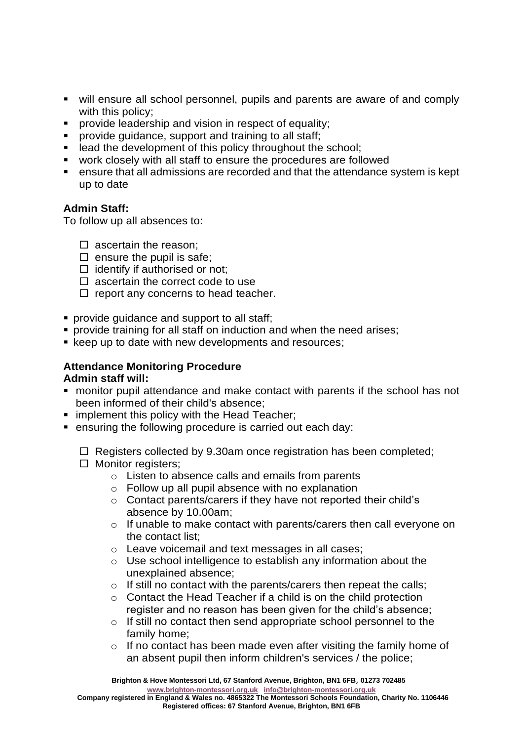- will ensure all school personnel, pupils and parents are aware of and comply with this policy;
- provide leadership and vision in respect of equality;
- provide guidance, support and training to all staff;
- lead the development of this policy throughout the school;
- work closely with all staff to ensure the procedures are followed
- ensure that all admissions are recorded and that the attendance system is kept up to date

**Admin Staff:**

To follow up all absences to:

- ☐ ascertain the reason;
- ☐ ensure the pupil is safe;
- ☐ identify if authorised or not;
- ☐ ascertain the correct code to use
- ☐ report any concerns to head teacher.

- provide guidance and support to all staff;
- provide training for all staff on induction and when the need arises;
- keep up to date with new developments and resources;

**Attendance Monitoring Procedure**

**Admin staff will:**

- monitor pupil attendance and make contact with parents if the school has not been informed of their child's absence;
- implement this policy with the Head Teacher;
- ensuring the following procedure is carried out each day:
  - ☐ Registers collected by 9.30am once registration has been completed;
  - ☐ Monitor registers;
    - Listen to absence calls and emails from parents
    - Follow up all pupil absence with no explanation
    - Contact parents/carers if they have not reported their child's absence by 10.00am;
    - If unable to make contact with parents/carers then call everyone on the contact list;
    - Leave voicemail and text messages in all cases;
    - Use school intelligence to establish any information about the unexplained absence;
    - If still no contact with the parents/carers then repeat the calls;
    - Contact the Head Teacher if a child is on the child protection register and no reason has been given for the child's absence;
    - If still no contact then send appropriate school personnel to the family home;
    - If no contact has been made even after visiting the family home of an absent pupil then inform children's services / the police;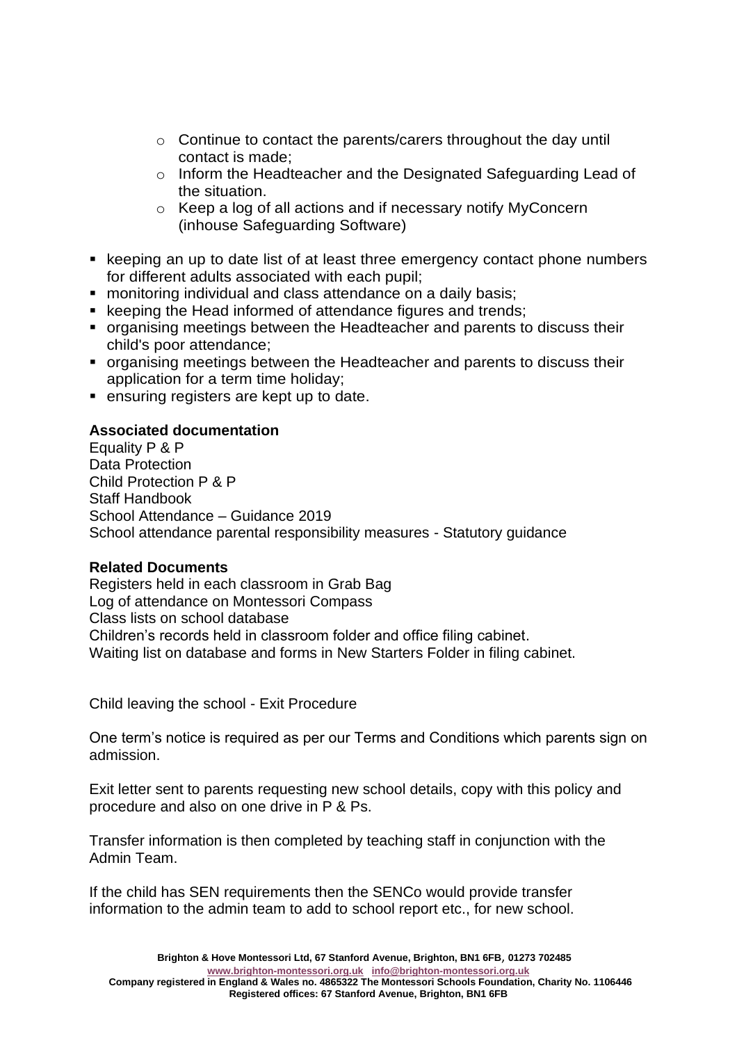- Continue to contact the parents/carers throughout the day until contact is made;
  - Inform the Headteacher and the Designated Safeguarding Lead of the situation.
  - Keep a log of all actions and if necessary notify MyConcern (inhouse Safeguarding Software)

- keeping an up to date list of at least three emergency contact phone numbers for different adults associated with each pupil;
- monitoring individual and class attendance on a daily basis;
- keeping the Head informed of attendance figures and trends;
- organising meetings between the Headteacher and parents to discuss their child's poor attendance;
- organising meetings between the Headteacher and parents to discuss their application for a term time holiday;
- ensuring registers are kept up to date.

**Associated documentation**
Equality P & P
Data Protection
Child Protection P & P
Staff Handbook
School Attendance – Guidance 2019
School attendance parental responsibility measures - Statutory guidance

**Related Documents**
Registers held in each classroom in Grab Bag
Log of attendance on Montessori Compass
Class lists on school database
Children's records held in classroom folder and office filing cabinet.
Waiting list on database and forms in New Starters Folder in filing cabinet.

Child leaving the school - Exit Procedure

One term's notice is required as per our Terms and Conditions which parents sign on admission.

Exit letter sent to parents requesting new school details, copy with this policy and procedure and also on one drive in P & Ps.

Transfer information is then completed by teaching staff in conjunction with the Admin Team.

If the child has SEN requirements then the SENCo would provide transfer information to the admin team to add to school report etc., for new school.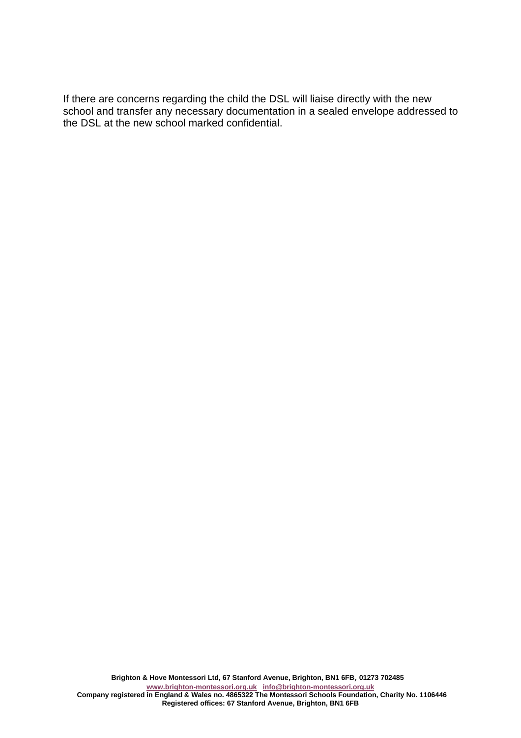If there are concerns regarding the child the DSL will liaise directly with the new school and transfer any necessary documentation in a sealed envelope addressed to the DSL at the new school marked confidential.